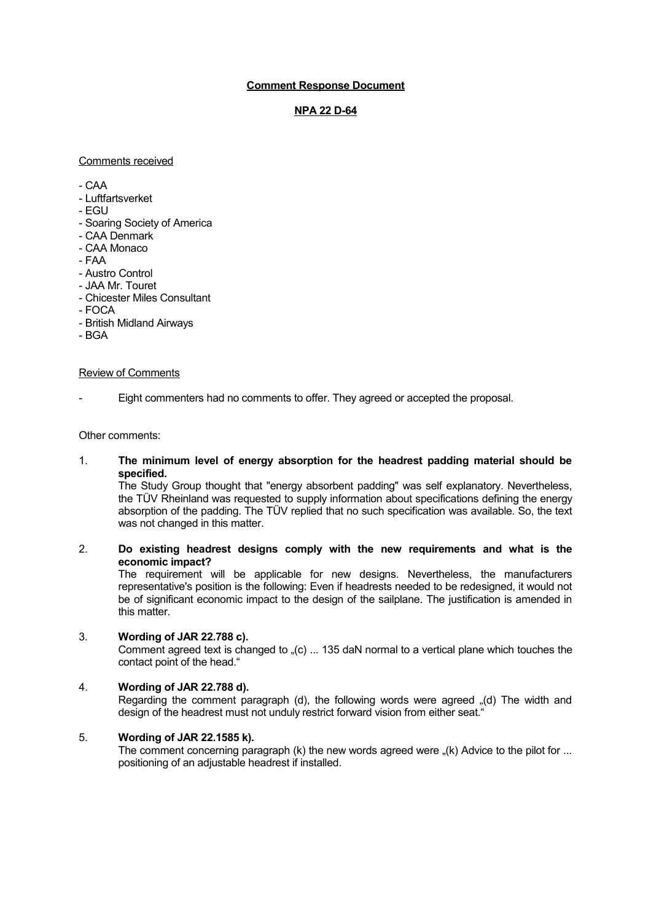**Comment Response Document**

**NPA 22 D-64**

Comments received

- CAA
- Luftfartsverket
- EGU
- Soaring Society of America
- CAA Denmark
- CAA Monaco
- FAA
- Austro Control
- JAA Mr. Touret
- Chicester Miles Consultant
- FOCA
- British Midland Airways
- BGA

Review of Comments

- Eight commenters had no comments to offer. They agreed or accepted the proposal.

Other comments:

1. **The minimum level of energy absorption for the headrest padding material should be specified.**
   The Study Group thought that "energy absorbent padding" was self explanatory. Nevertheless, the TÜV Rheinland was requested to supply information about specifications defining the energy absorption of the padding. The TÜV replied that no such specification was available. So, the text was not changed in this matter.

2. **Do existing headrest designs comply with the new requirements and what is the economic impact?**
   The requirement will be applicable for new designs. Nevertheless, the manufacturers representative's position is the following: Even if headrests needed to be redesigned, it would not be of significant economic impact to the design of the sailplane. The justification is amended in this matter.

3. **Wording of JAR 22.788 c).**
   Comment agreed text is changed to „(c) ... 135 daN normal to a vertical plane which touches the contact point of the head."

4. **Wording of JAR 22.788 d).**
   Regarding the comment paragraph (d), the following words were agreed „(d) The width and design of the headrest must not unduly restrict forward vision from either seat."

5. **Wording of JAR 22.1585 k).**
   The comment concerning paragraph (k) the new words agreed were „(k) Advice to the pilot for ... positioning of an adjustable headrest if installed.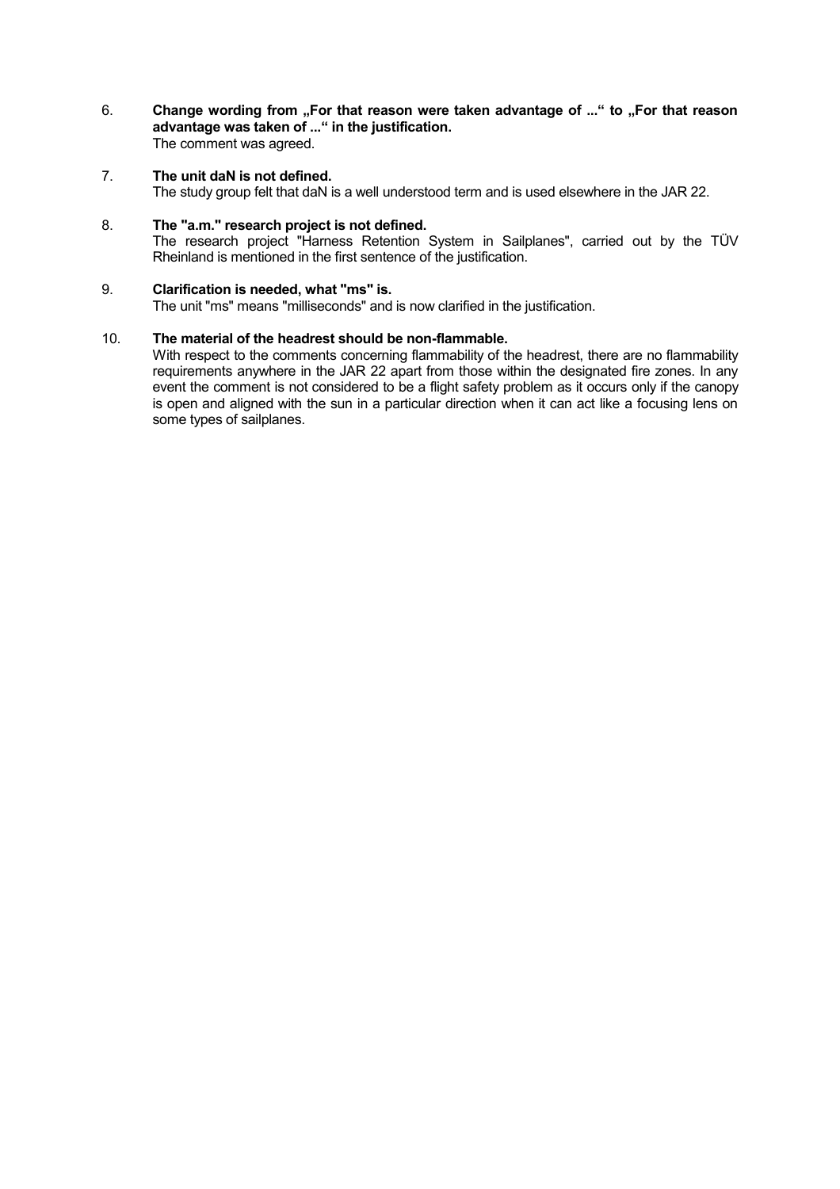6. **Change wording from „For that reason were taken advantage of ..." to „For that reason advantage was taken of ..." in the justification.**
   The comment was agreed.

7. **The unit daN is not defined.**
   The study group felt that daN is a well understood term and is used elsewhere in the JAR 22.

8. **The "a.m." research project is not defined.**
   The research project "Harness Retention System in Sailplanes", carried out by the TÜV Rheinland is mentioned in the first sentence of the justification.

9. **Clarification is needed, what "ms" is.**
   The unit "ms" means "milliseconds" and is now clarified in the justification.

10. **The material of the headrest should be non-flammable.**
    With respect to the comments concerning flammability of the headrest, there are no flammability requirements anywhere in the JAR 22 apart from those within the designated fire zones. In any event the comment is not considered to be a flight safety problem as it occurs only if the canopy is open and aligned with the sun in a particular direction when it can act like a focusing lens on some types of sailplanes.